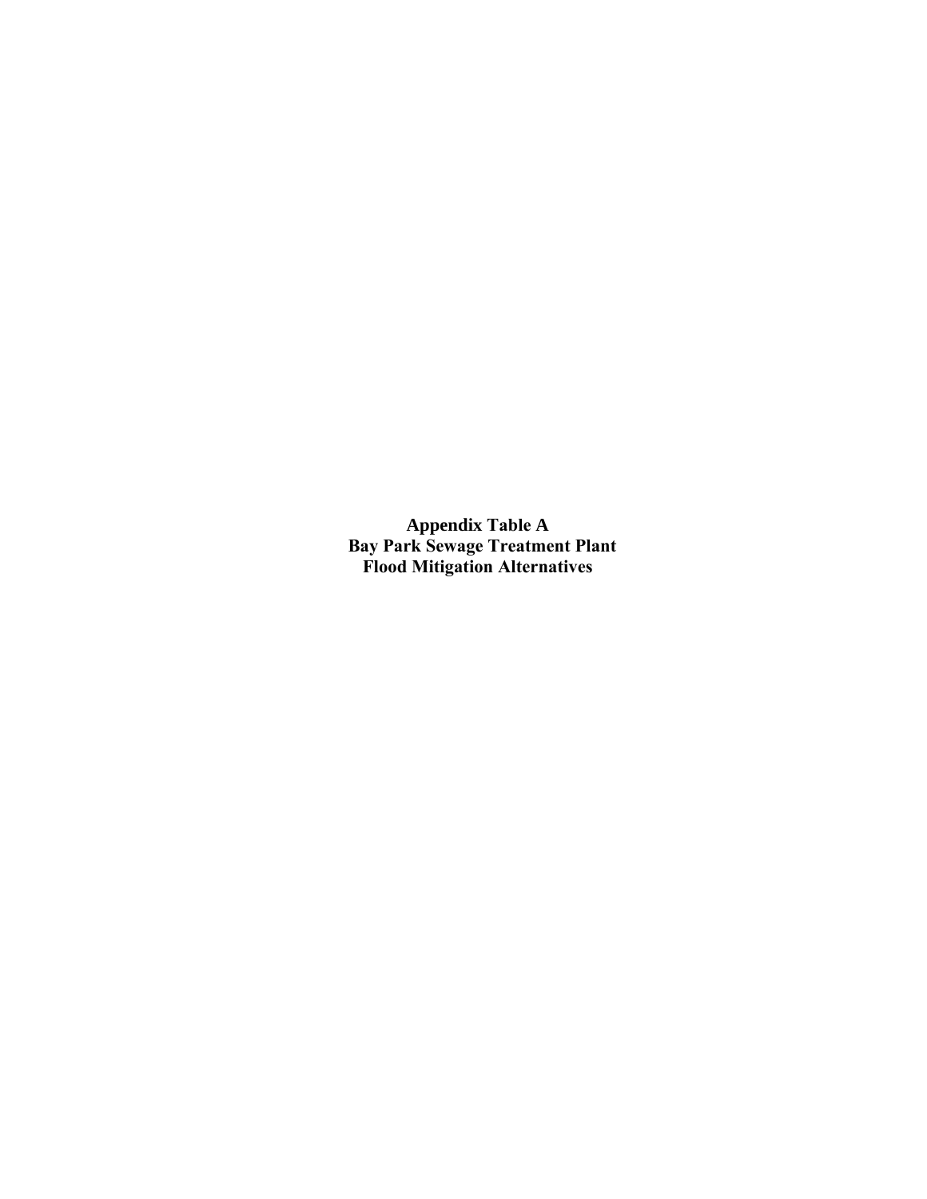# Appendix Table A

## Bay Park Sewage Treatment Plant

## Flood Mitigation Alternatives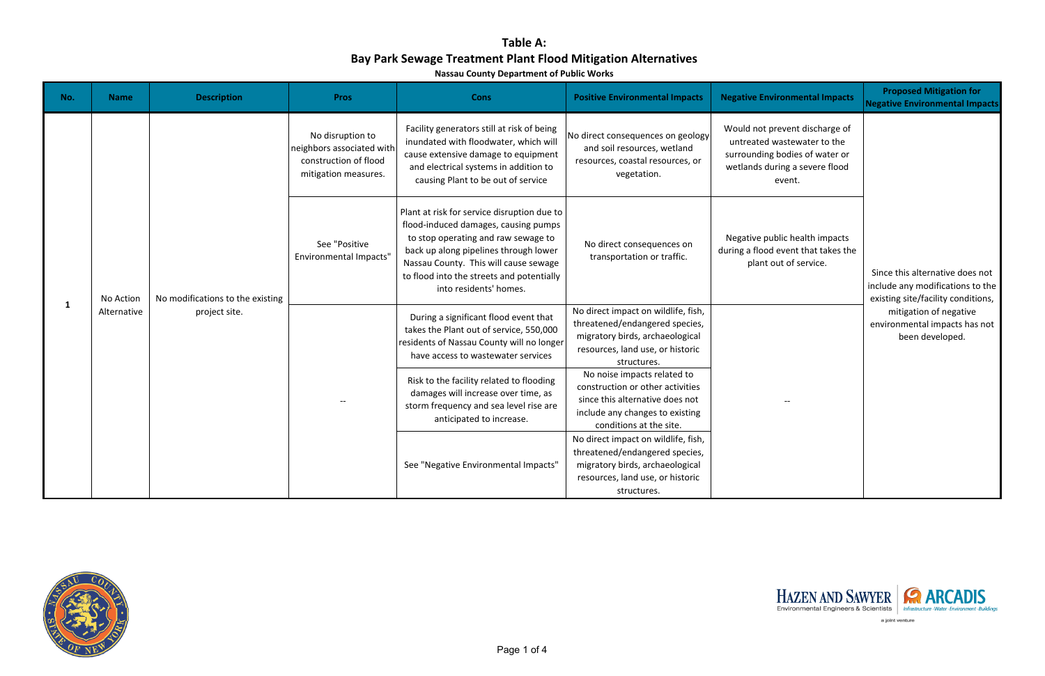# Table A:
## Bay Park Sewage Treatment Plant Flood Mitigation Alternatives

**Nassau County Department of Public Works**

| No. | Name | Description | Pros | Cons | Positive Environmental Impacts | Negative Environmental Impacts | Proposed Mitigation for Negative Environmental Impacts |
|---|---|---|---|---|---|---|---|
| 1 | No Action Alternative | No modifications to the existing project site. | No disruption to neighbors associated with construction of flood mitigation measures. | Facility generators still at risk of being inundated with floodwater, which will cause extensive damage to equipment and electrical systems in addition to causing Plant to be out of service | No direct consequences on geology and soil resources, wetland resources, coastal resources, or vegetation. | Would not prevent discharge of untreated wastewater to the surrounding bodies of water or wetlands during a severe flood event. | Since this alternative does not include any modifications to the existing site/facility conditions, mitigation of negative environmental impacts has not been developed. |
| | | | See "Positive Environmental Impacts" | Plant at risk for service disruption due to flood-induced damages, causing pumps to stop operating and raw sewage to back up along pipelines through lower Nassau County. This will cause sewage to flood into the streets and potentially into residents' homes. | No direct consequences on transportation or traffic. | Negative public health impacts during a flood event that takes the plant out of service. | |
| | | | -- | During a significant flood event that takes the Plant out of service, 550,000 residents of Nassau County will no longer have access to wastewater services | No direct impact on wildlife, fish, threatened/endangered species, migratory birds, archaeological resources, land use, or historic structures. | -- | |
| | | | | Risk to the facility related to flooding damages will increase over time, as storm frequency and sea level rise are anticipated to increase. | No noise impacts related to construction or other activities since this alternative does not include any changes to existing conditions at the site. | | |
| | | | | See "Negative Environmental Impacts" | No direct impact on wildlife, fish, threatened/endangered species, migratory birds, archaeological resources, land use, or historic structures. | | |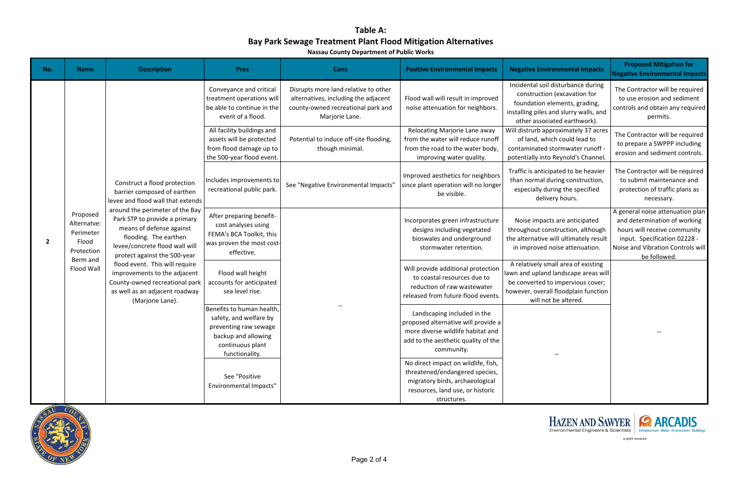# Table A:

## Bay Park Sewage Treatment Plant Flood Mitigation Alternatives

**Nassau County Department of Public Works**

| No. | Name | Description | Pros | Cons | Positive Environmental Impacts | Negative Environmental Impacts | Proposed Mitigation for Negative Environmental Impacts |
|---|---|---|---|---|---|---|---|
| 2 | Proposed Alternatvie: Perimeter Flood Protection Berm and Flood Wall | Construct a flood protection barrier composed of earthen levee and flood wall that extends around the perimeter of the Bay Park STP to provide a primary means of defense against flooding. The earthen levee/concrete flood wall will protect against the 500-year flood event. This will require improvements to the adjacent County-owned recreational park as well as an adjacent roadway (Marjorie Lane). | Conveyance and critical treatment operations will be able to continue in the event of a flood. | Disrupts more land relative to other alternatives, including the adjacent county-owned recreational park and Marjorie Lane. | Flood wall will result in improved noise attenuation for neighbors. | Incidental soil disturbance during construction (excavation for foundation elements, grading, installing piles and slurry walls, and other associated earthwork). | The Contractor will be required to use erosion and sediment controls and obtain any required permits. |
| | | | All facility buildings and assets will be protected from flood damage up to the 500-year flood event. | Potential to induce off-site flooding, though minimal. | Relocating Marjorie Lane away from the water will reduce runoff from the road to the water body, improving water quality. | Will distrurb approximately 37 acres of land, which could lead to contaminated stormwater runoff - potentially into Reynold's Channel. | The Contractor will be required to prepare a SWPPP including erosion and sediment controls. |
| | | | Includes improvements to recreational public park. | See "Negative Environmental Impacts" | Improved aesthetics for neighbors since plant operation will no longer be visible. | Traffic is anticipated to be heavier than normal during construction, especially during the specified delivery hours. | The Contractor will be required to submit maintenance and protection of traffic plans as necessary. |
| | | | After preparing benefit-cost analyses using FEMA's BCA Toolkit, this was proven the most cost-effective. | -- | Incorporates green infrastructure designs including vegetated bioswales and underground stormwater retention. | Noise impacts are anticipated throughout construction, although the alternative will ultimately result in improved noise attenuation. | A general noise attenuation plan and determination of working hours will receive community input. Specification 02228 - Noise and Vibration Controls will be followed. |
| | | | Flood wall height accounts for anticipated sea level rise. | | Will provide additional protection to coastal resources due to reduction of raw wastewater released from future flood events. | A relatively small area of existing lawn and upland landscape areas will be converted to impervious cover; however, overall floodplain function will not be altered. | -- |
| | | | Benefits to human health, safety, and welfare by preventing raw sewage backup and allowing continuous plant functionality. | | Landscaping included in the proposed alternative will provide a more diverse wildlife habitat and add to the aesthetic quality of the community. | -- | |
| | | | See "Positive Environmental Impacts" | | No direct impact on wildlife, fish, threatened/endangered species, migratory birds, archaeological resources, land use, or historic structures. | | |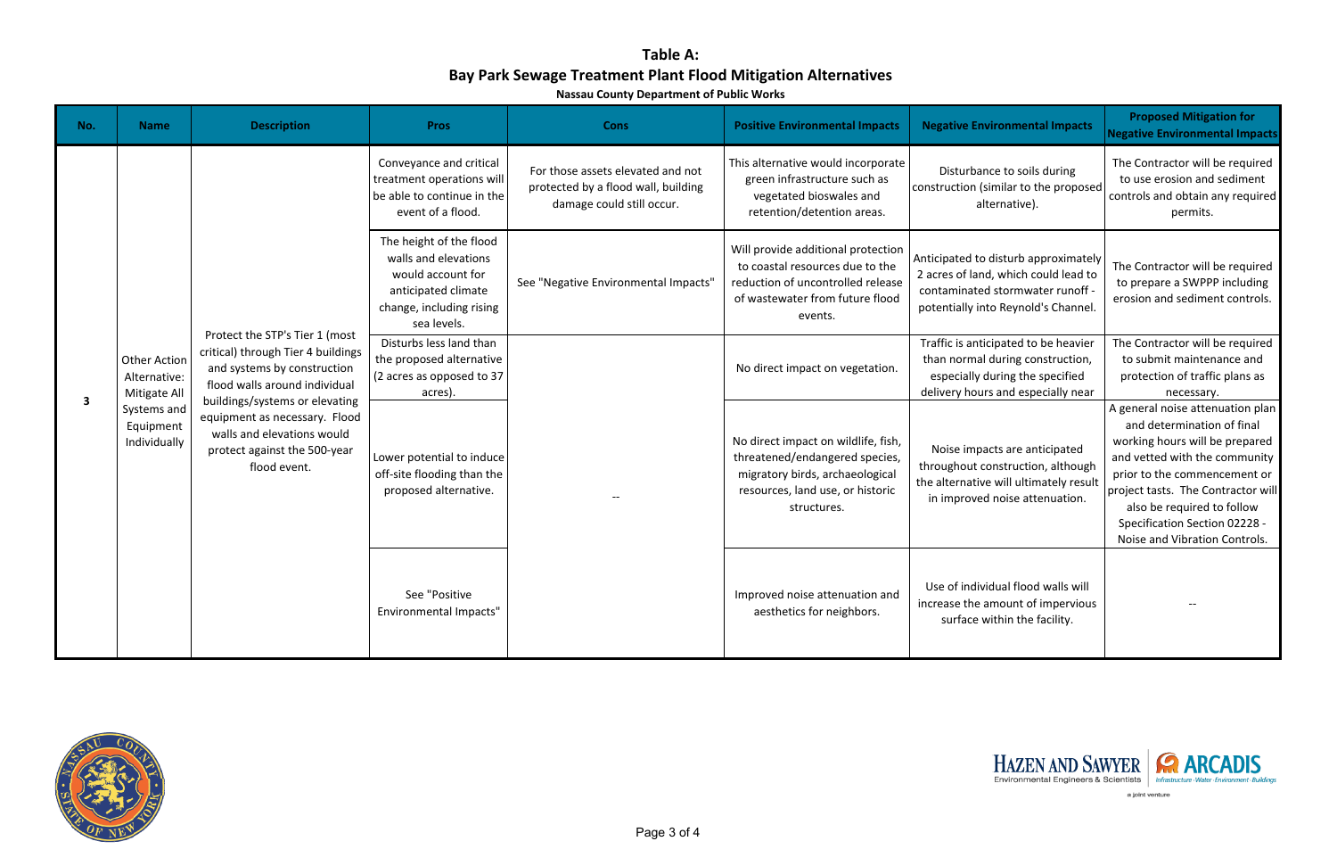# Table A:
## Bay Park Sewage Treatment Plant Flood Mitigation Alternatives
### Nassau County Department of Public Works

| No. | Name | Description | Pros | Cons | Positive Environmental Impacts | Negative Environmental Impacts | Proposed Mitigation for Negative Environmental Impacts |
|---|---|---|---|---|---|---|---|
| 3 | Other Action Alternative: Mitigate All Systems and Equipment Individually | Protect the STP's Tier 1 (most critical) through Tier 4 buildings and systems by construction flood walls around individual buildings/systems or elevating equipment as necessary. Flood walls and elevations would protect against the 500-year flood event. | Conveyance and critical treatment operations will be able to continue in the event of a flood. | For those assets elevated and not protected by a flood wall, building damage could still occur. | This alternative would incorporate green infrastructure such as vegetated bioswales and retention/detention areas. | Disturbance to soils during construction (similar to the proposed alternative). | The Contractor will be required to use erosion and sediment controls and obtain any required permits. |
| | | | The height of the flood walls and elevations would account for anticipated climate change, including rising sea levels. | See "Negative Environmental Impacts" | Will provide additional protection to coastal resources due to the reduction of uncontrolled release of wastewater from future flood events. | Anticipated to disturb approximately 2 acres of land, which could lead to contaminated stormwater runoff - potentially into Reynold's Channel. | The Contractor will be required to prepare a SWPPP including erosion and sediment controls. |
| | | | Disturbs less land than the proposed alternative (2 acres as opposed to 37 acres). | -- | No direct impact on vegetation. | Traffic is anticipated to be heavier than normal during construction, especially during the specified delivery hours and especially near | The Contractor will be required to submit maintenance and protection of traffic plans as necessary. |
| | | | Lower potential to induce off-site flooding than the proposed alternative. | | No direct impact on wildlife, fish, threatened/endangered species, migratory birds, archaeological resources, land use, or historic structures. | Noise impacts are anticipated throughout construction, although the alternative will ultimately result in improved noise attenuation. | A general noise attenuation plan and determination of final working hours will be prepared and vetted with the community prior to the commencement or project tasts. The Contractor will also be required to follow Specification Section 02228 - Noise and Vibration Controls. |
| | | | See "Positive Environmental Impacts" | | Improved noise attenuation and aesthetics for neighbors. | Use of individual flood walls will increase the amount of impervious surface within the facility. | -- |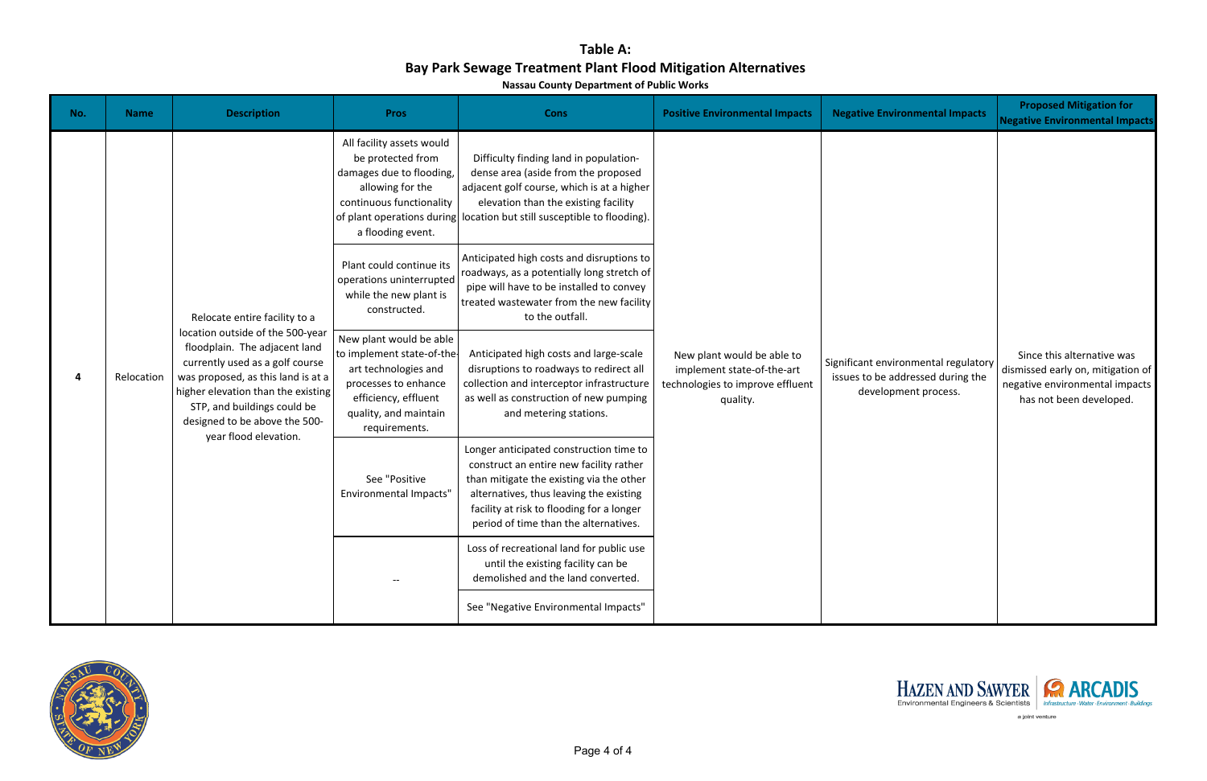# Table A:

## Bay Park Sewage Treatment Plant Flood Mitigation Alternatives

**Nassau County Department of Public Works**

| No. | Name | Description | Pros | Cons | Positive Environmental Impacts | Negative Environmental Impacts | Proposed Mitigation for Negative Environmental Impacts |
|---|---|---|---|---|---|---|---|
| 4 | Relocation | Relocate entire facility to a location outside of the 500-year floodplain. The adjacent land currently used as a golf course was proposed, as this land is at a higher elevation than the existing STP, and buildings could be designed to be above the 500-year flood elevation. | All facility assets would be protected from damages due to flooding, allowing for the continuous functionality of plant operations during a flooding event. | Difficulty finding land in population-dense area (aside from the proposed adjacent golf course, which is at a higher elevation than the existing facility location but still susceptible to flooding). | New plant would be able to implement state-of-the-art technologies to improve effluent quality. | Significant environmental regulatory issues to be addressed during the development process. | Since this alternative was dismissed early on, mitigation of negative environmental impacts has not been developed. |
| | | | Plant could continue its operations uninterrupted while the new plant is constructed. | Anticipated high costs and disruptions to roadways, as a potentially long stretch of pipe will have to be installed to convey treated wastewater from the new facility to the outfall. | | | |
| | | | New plant would be able to implement state-of-the-art technologies and processes to enhance efficiency, effluent quality, and maintain requirements. | Anticipated high costs and large-scale disruptions to roadways to redirect all collection and interceptor infrastructure as well as construction of new pumping and metering stations. | | | |
| | | | See "Positive Environmental Impacts" | Longer anticipated construction time to construct an entire new facility rather than mitigate the existing via the other alternatives, thus leaving the existing facility at risk to flooding for a longer period of time than the alternatives. | | | |
| | | | -- | Loss of recreational land for public use until the existing facility can be demolished and the land converted. | | | |
| | | | | See "Negative Environmental Impacts" | | | |

HAZEN AND SAWYER Environmental Engineers & Scientists | ARCADIS Infrastructure · Water · Environment · Buildings — a joint venture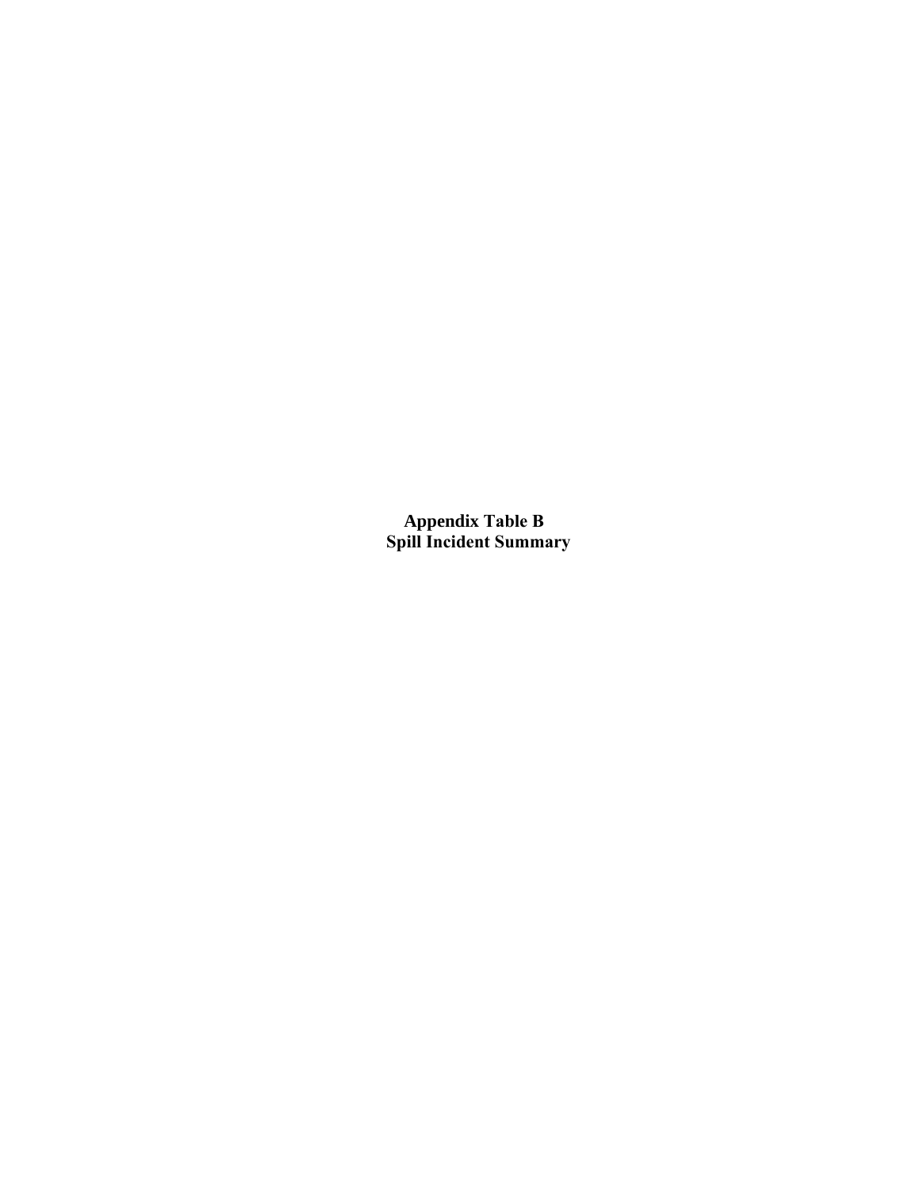# Appendix Table B
## Spill Incident Summary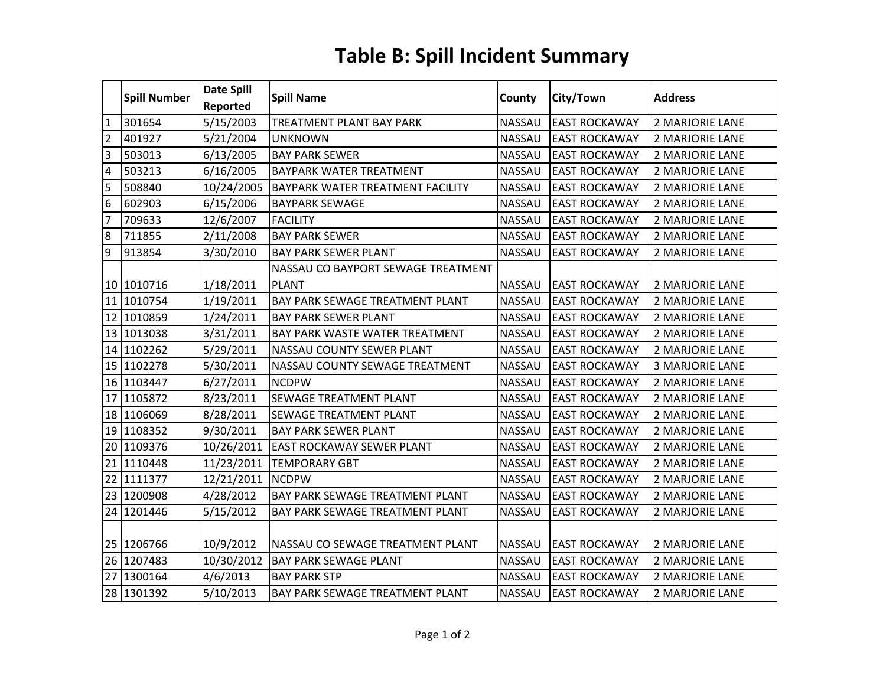# Table B: Spill Incident Summary

| | Spill Number | Date Spill Reported | Spill Name | County | City/Town | Address |
|---|---|---|---|---|---|---|
| 1 | 301654 | 5/15/2003 | TREATMENT PLANT BAY PARK | NASSAU | EAST ROCKAWAY | 2 MARJORIE LANE |
| 2 | 401927 | 5/21/2004 | UNKNOWN | NASSAU | EAST ROCKAWAY | 2 MARJORIE LANE |
| 3 | 503013 | 6/13/2005 | BAY PARK SEWER | NASSAU | EAST ROCKAWAY | 2 MARJORIE LANE |
| 4 | 503213 | 6/16/2005 | BAYPARK WATER TREATMENT | NASSAU | EAST ROCKAWAY | 2 MARJORIE LANE |
| 5 | 508840 | 10/24/2005 | BAYPARK WATER TREATMENT FACILITY | NASSAU | EAST ROCKAWAY | 2 MARJORIE LANE |
| 6 | 602903 | 6/15/2006 | BAYPARK SEWAGE | NASSAU | EAST ROCKAWAY | 2 MARJORIE LANE |
| 7 | 709633 | 12/6/2007 | FACILITY | NASSAU | EAST ROCKAWAY | 2 MARJORIE LANE |
| 8 | 711855 | 2/11/2008 | BAY PARK SEWER | NASSAU | EAST ROCKAWAY | 2 MARJORIE LANE |
| 9 | 913854 | 3/30/2010 | BAY PARK SEWER PLANT | NASSAU | EAST ROCKAWAY | 2 MARJORIE LANE |
| 10 | 1010716 | 1/18/2011 | NASSAU CO BAYPORT SEWAGE TREATMENT PLANT | NASSAU | EAST ROCKAWAY | 2 MARJORIE LANE |
| 11 | 1010754 | 1/19/2011 | BAY PARK SEWAGE TREATMENT PLANT | NASSAU | EAST ROCKAWAY | 2 MARJORIE LANE |
| 12 | 1010859 | 1/24/2011 | BAY PARK SEWER PLANT | NASSAU | EAST ROCKAWAY | 2 MARJORIE LANE |
| 13 | 1013038 | 3/31/2011 | BAY PARK WASTE WATER TREATMENT | NASSAU | EAST ROCKAWAY | 2 MARJORIE LANE |
| 14 | 1102262 | 5/29/2011 | NASSAU COUNTY SEWER PLANT | NASSAU | EAST ROCKAWAY | 2 MARJORIE LANE |
| 15 | 1102278 | 5/30/2011 | NASSAU COUNTY SEWAGE TREATMENT | NASSAU | EAST ROCKAWAY | 3 MARJORIE LANE |
| 16 | 1103447 | 6/27/2011 | NCDPW | NASSAU | EAST ROCKAWAY | 2 MARJORIE LANE |
| 17 | 1105872 | 8/23/2011 | SEWAGE TREATMENT PLANT | NASSAU | EAST ROCKAWAY | 2 MARJORIE LANE |
| 18 | 1106069 | 8/28/2011 | SEWAGE TREATMENT PLANT | NASSAU | EAST ROCKAWAY | 2 MARJORIE LANE |
| 19 | 1108352 | 9/30/2011 | BAY PARK SEWER PLANT | NASSAU | EAST ROCKAWAY | 2 MARJORIE LANE |
| 20 | 1109376 | 10/26/2011 | EAST ROCKAWAY SEWER PLANT | NASSAU | EAST ROCKAWAY | 2 MARJORIE LANE |
| 21 | 1110448 | 11/23/2011 | TEMPORARY GBT | NASSAU | EAST ROCKAWAY | 2 MARJORIE LANE |
| 22 | 1111377 | 12/21/2011 | NCDPW | NASSAU | EAST ROCKAWAY | 2 MARJORIE LANE |
| 23 | 1200908 | 4/28/2012 | BAY PARK SEWAGE TREATMENT PLANT | NASSAU | EAST ROCKAWAY | 2 MARJORIE LANE |
| 24 | 1201446 | 5/15/2012 | BAY PARK SEWAGE TREATMENT PLANT | NASSAU | EAST ROCKAWAY | 2 MARJORIE LANE |
| 25 | 1206766 | 10/9/2012 | NASSAU CO SEWAGE TREATMENT PLANT | NASSAU | EAST ROCKAWAY | 2 MARJORIE LANE |
| 26 | 1207483 | 10/30/2012 | BAY PARK SEWAGE PLANT | NASSAU | EAST ROCKAWAY | 2 MARJORIE LANE |
| 27 | 1300164 | 4/6/2013 | BAY PARK STP | NASSAU | EAST ROCKAWAY | 2 MARJORIE LANE |
| 28 | 1301392 | 5/10/2013 | BAY PARK SEWAGE TREATMENT PLANT | NASSAU | EAST ROCKAWAY | 2 MARJORIE LANE |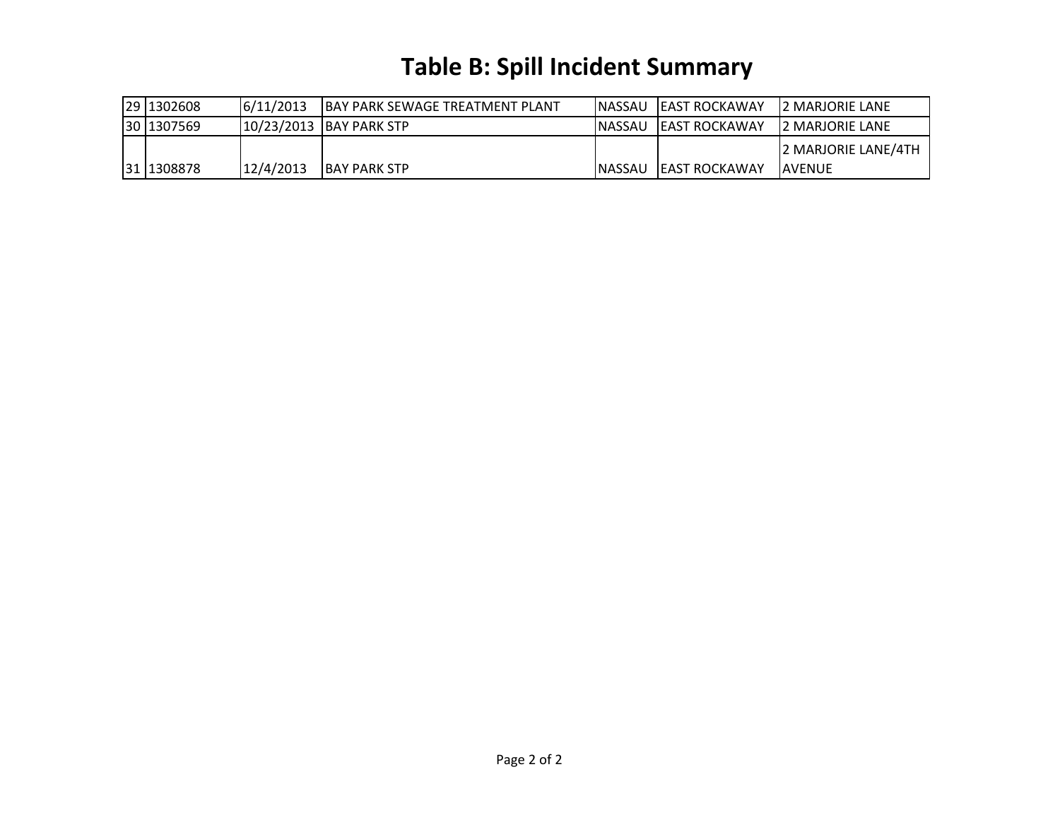# Table B: Spill Incident Summary

| | | | | | | |
|---|---|---|---|---|---|---|
| 29 | 1302608 | 6/11/2013 | BAY PARK SEWAGE TREATMENT PLANT | NASSAU | EAST ROCKAWAY | 2 MARJORIE LANE |
| 30 | 1307569 | 10/23/2013 | BAY PARK STP | NASSAU | EAST ROCKAWAY | 2 MARJORIE LANE |
| 31 | 1308878 | 12/4/2013 | BAY PARK STP | NASSAU | EAST ROCKAWAY | 2 MARJORIE LANE/4TH AVENUE |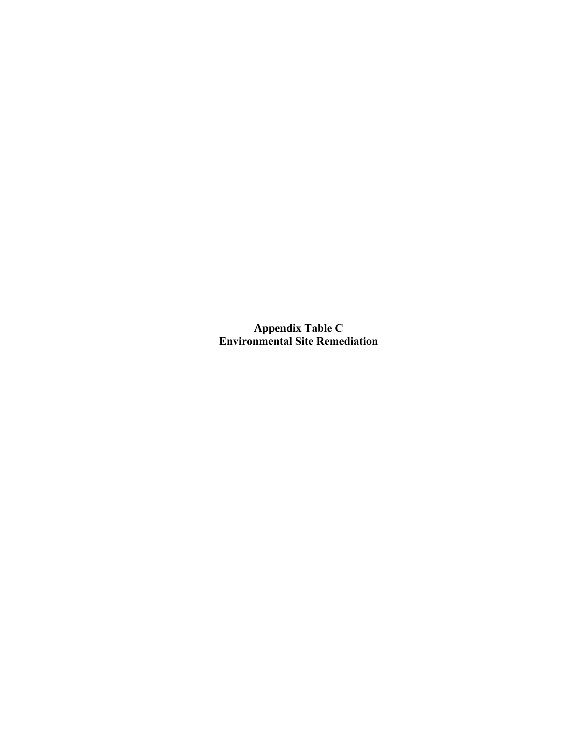**Appendix Table C**
**Environmental Site Remediation**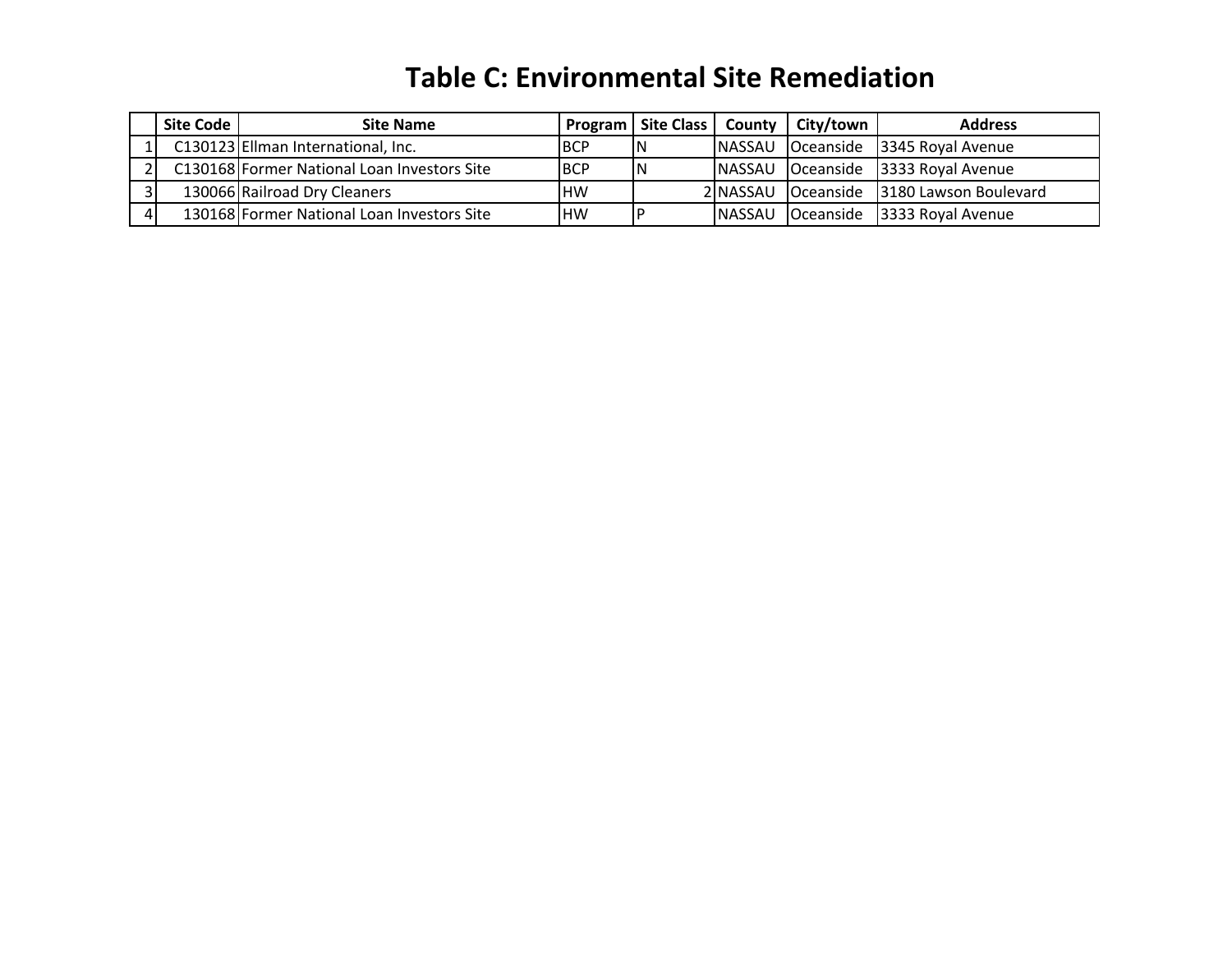# Table C: Environmental Site Remediation

| | Site Code | Site Name | Program | Site Class | County | City/town | Address |
|---|---|---|---|---|---|---|---|
| 1 | C130123 | Ellman International, Inc. | BCP | N | NASSAU | Oceanside | 3345 Royal Avenue |
| 2 | C130168 | Former National Loan Investors Site | BCP | N | NASSAU | Oceanside | 3333 Royal Avenue |
| 3 | 130066 | Railroad Dry Cleaners | HW | 2 | NASSAU | Oceanside | 3180 Lawson Boulevard |
| 4 | 130168 | Former National Loan Investors Site | HW | P | NASSAU | Oceanside | 3333 Royal Avenue |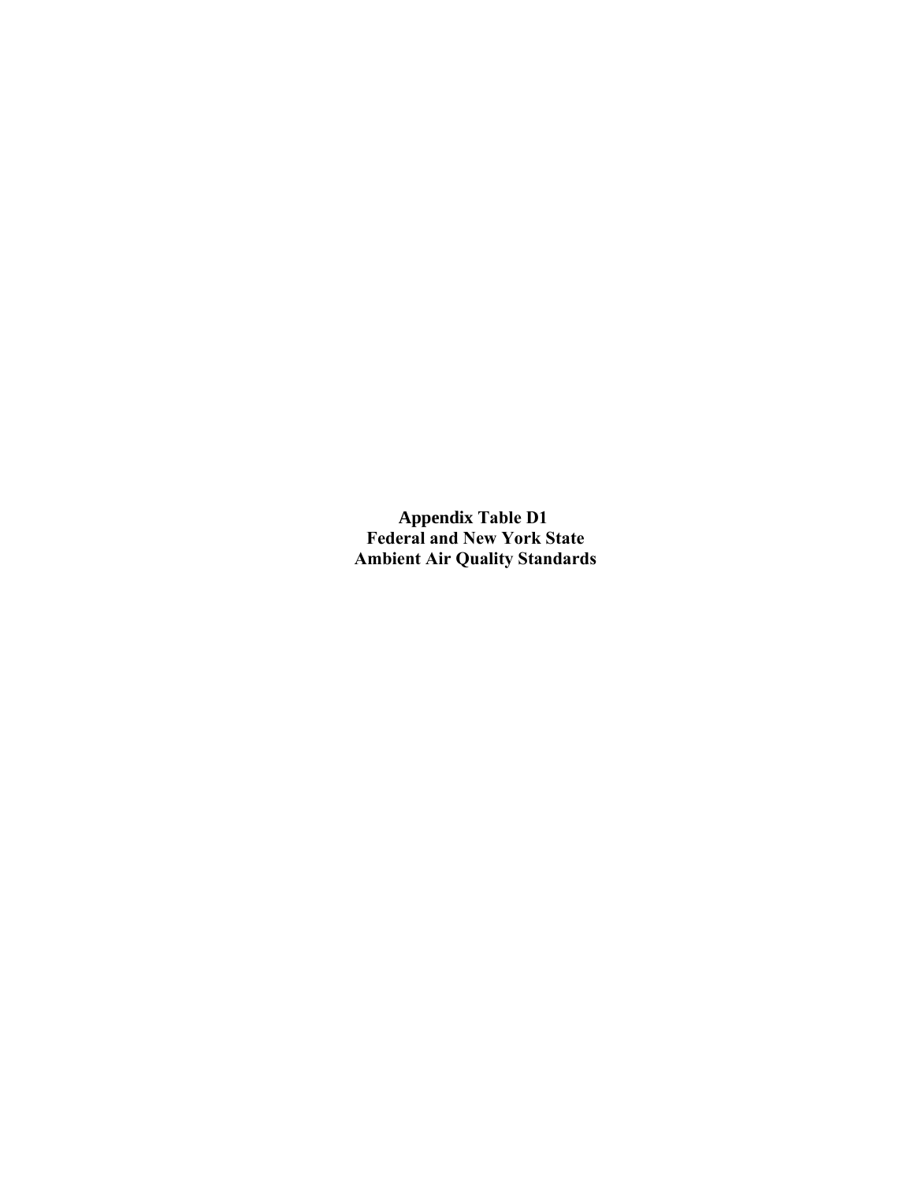**Appendix Table D1**
**Federal and New York State**
**Ambient Air Quality Standards**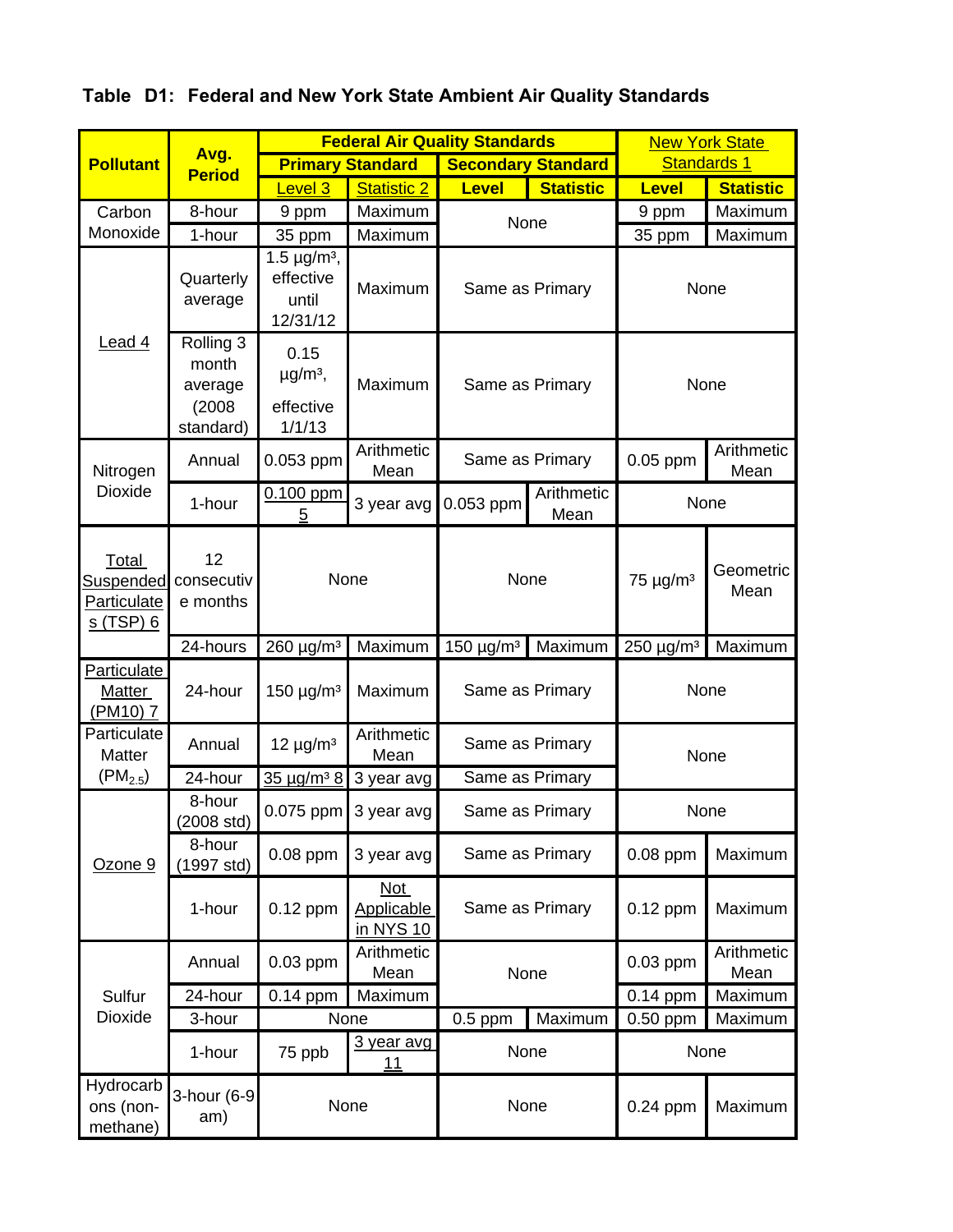**Table D1: Federal and New York State Ambient Air Quality Standards**

| Pollutant | Avg. Period | Federal Air Quality Standards | | | | New York State Standards 1 | |
|---|---|---|---|---|---|---|---|
| | | Primary Standard | | Secondary Standard | | | |
| | | Level 3 | Statistic 2 | Level | Statistic | Level | Statistic |
| Carbon Monoxide | 8-hour | 9 ppm | Maximum | None | | 9 ppm | Maximum |
| | 1-hour | 35 ppm | Maximum | | | 35 ppm | Maximum |
| Lead 4 | Quarterly average | 1.5 µg/m³, effective until 12/31/12 | Maximum | Same as Primary | | None | |
| | Rolling 3 month average (2008 standard) | 0.15 µg/m³, effective 1/1/13 | Maximum | Same as Primary | | None | |
| Nitrogen Dioxide | Annual | 0.053 ppm | Arithmetic Mean | Same as Primary | | 0.05 ppm | Arithmetic Mean |
| | 1-hour | 0.100 ppm 5 | 3 year avg | 0.053 ppm | Arithmetic Mean | None | |
| Total Suspended Particulates (TSP) 6 | 12 consecutive months | None | | None | | 75 µg/m³ | Geometric Mean |
| | 24-hours | 260 µg/m³ | Maximum | 150 µg/m³ | Maximum | 250 µg/m³ | Maximum |
| Particulate Matter (PM10) 7 | 24-hour | 150 µg/m³ | Maximum | Same as Primary | | None | |
| Particulate Matter ($PM_{2.5}$) | Annual | 12 µg/m³ | Arithmetic Mean | Same as Primary | | None | |
| | 24-hour | 35 µg/m³ 8 | 3 year avg | Same as Primary | | | |
| Ozone 9 | 8-hour (2008 std) | 0.075 ppm | 3 year avg | Same as Primary | | None | |
| | 8-hour (1997 std) | 0.08 ppm | 3 year avg | Same as Primary | | 0.08 ppm | Maximum |
| | 1-hour | 0.12 ppm | Not Applicable in NYS 10 | Same as Primary | | 0.12 ppm | Maximum |
| Sulfur Dioxide | Annual | 0.03 ppm | Arithmetic Mean | None | | 0.03 ppm | Arithmetic Mean |
| | 24-hour | 0.14 ppm | Maximum | | | 0.14 ppm | Maximum |
| | 3-hour | None | | 0.5 ppm | Maximum | 0.50 ppm | Maximum |
| | 1-hour | 75 ppb | 3 year avg 11 | None | | None | |
| Hydrocarbons (non-methane) | 3-hour (6-9 am) | None | | None | | 0.24 ppm | Maximum |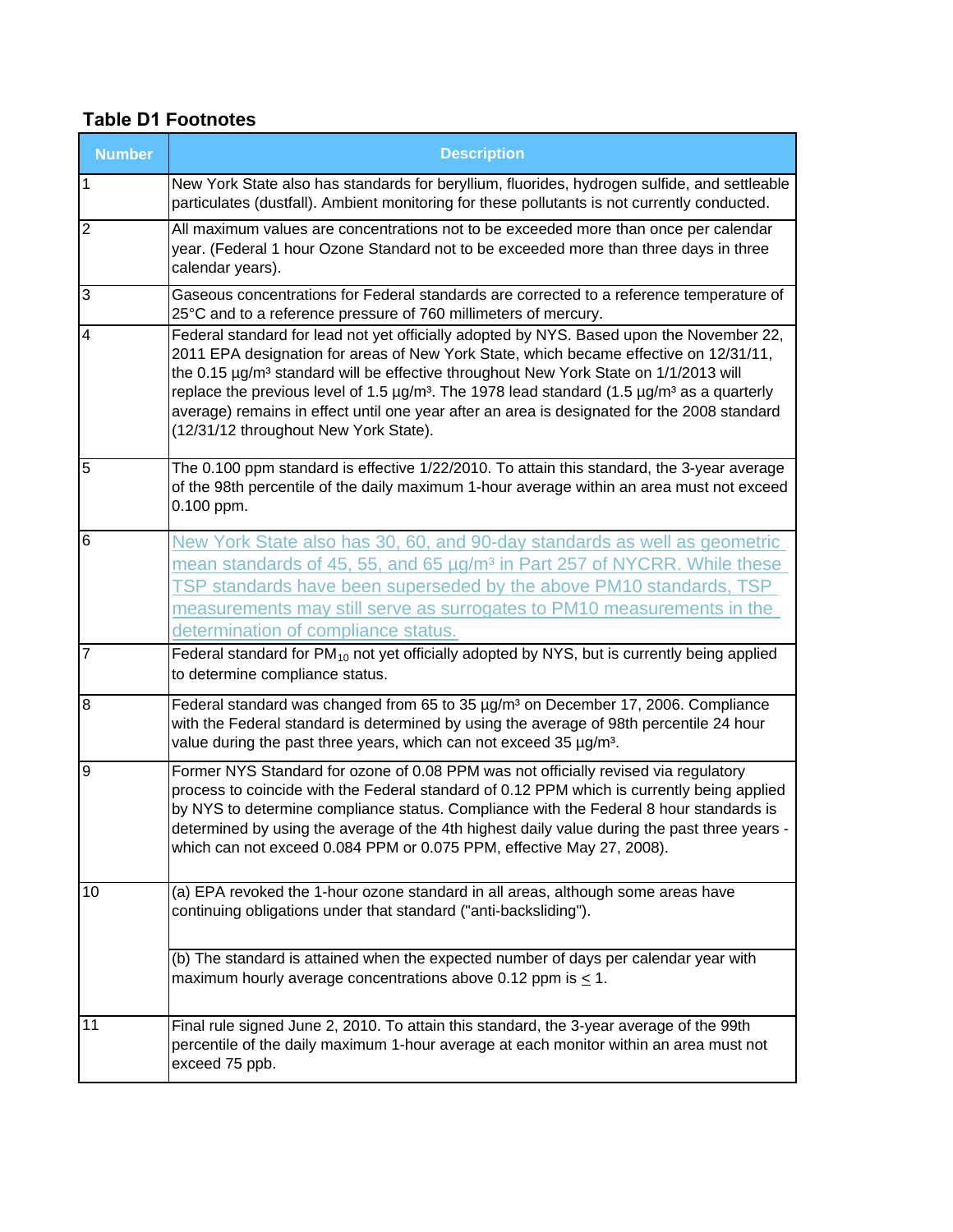## Table D1 Footnotes

| Number | Description |
|---|---|
| 1 | New York State also has standards for beryllium, fluorides, hydrogen sulfide, and settleable particulates (dustfall). Ambient monitoring for these pollutants is not currently conducted. |
| 2 | All maximum values are concentrations not to be exceeded more than once per calendar year. (Federal 1 hour Ozone Standard not to be exceeded more than three days in three calendar years). |
| 3 | Gaseous concentrations for Federal standards are corrected to a reference temperature of 25°C and to a reference pressure of 760 millimeters of mercury. |
| 4 | Federal standard for lead not yet officially adopted by NYS. Based upon the November 22, 2011 EPA designation for areas of New York State, which became effective on 12/31/11, the 0.15 µg/m³ standard will be effective throughout New York State on 1/1/2013 will replace the previous level of 1.5 µg/m³. The 1978 lead standard (1.5 µg/m³ as a quarterly average) remains in effect until one year after an area is designated for the 2008 standard (12/31/12 throughout New York State). |
| 5 | The 0.100 ppm standard is effective 1/22/2010. To attain this standard, the 3-year average of the 98th percentile of the daily maximum 1-hour average within an area must not exceed 0.100 ppm. |
| 6 | New York State also has 30, 60, and 90-day standards as well as geometric mean standards of 45, 55, and 65 µg/m³ in Part 257 of NYCRR. While these TSP standards have been superseded by the above PM10 standards, TSP measurements may still serve as surrogates to PM10 measurements in the determination of compliance status. |
| 7 | Federal standard for $PM_{10}$ not yet officially adopted by NYS, but is currently being applied to determine compliance status. |
| 8 | Federal standard was changed from 65 to 35 µg/m³ on December 17, 2006. Compliance with the Federal standard is determined by using the average of 98th percentile 24 hour value during the past three years, which can not exceed 35 µg/m³. |
| 9 | Former NYS Standard for ozone of 0.08 PPM was not officially revised via regulatory process to coincide with the Federal standard of 0.12 PPM which is currently being applied by NYS to determine compliance status. Compliance with the Federal 8 hour standards is determined by using the average of the 4th highest daily value during the past three years - which can not exceed 0.084 PPM or 0.075 PPM, effective May 27, 2008). |
| 10 | (a) EPA revoked the 1-hour ozone standard in all areas, although some areas have continuing obligations under that standard ("anti-backsliding"). |
|  | (b) The standard is attained when the expected number of days per calendar year with maximum hourly average concentrations above 0.12 ppm is $\leq$ 1. |
| 11 | Final rule signed June 2, 2010. To attain this standard, the 3-year average of the 99th percentile of the daily maximum 1-hour average at each monitor within an area must not exceed 75 ppb. |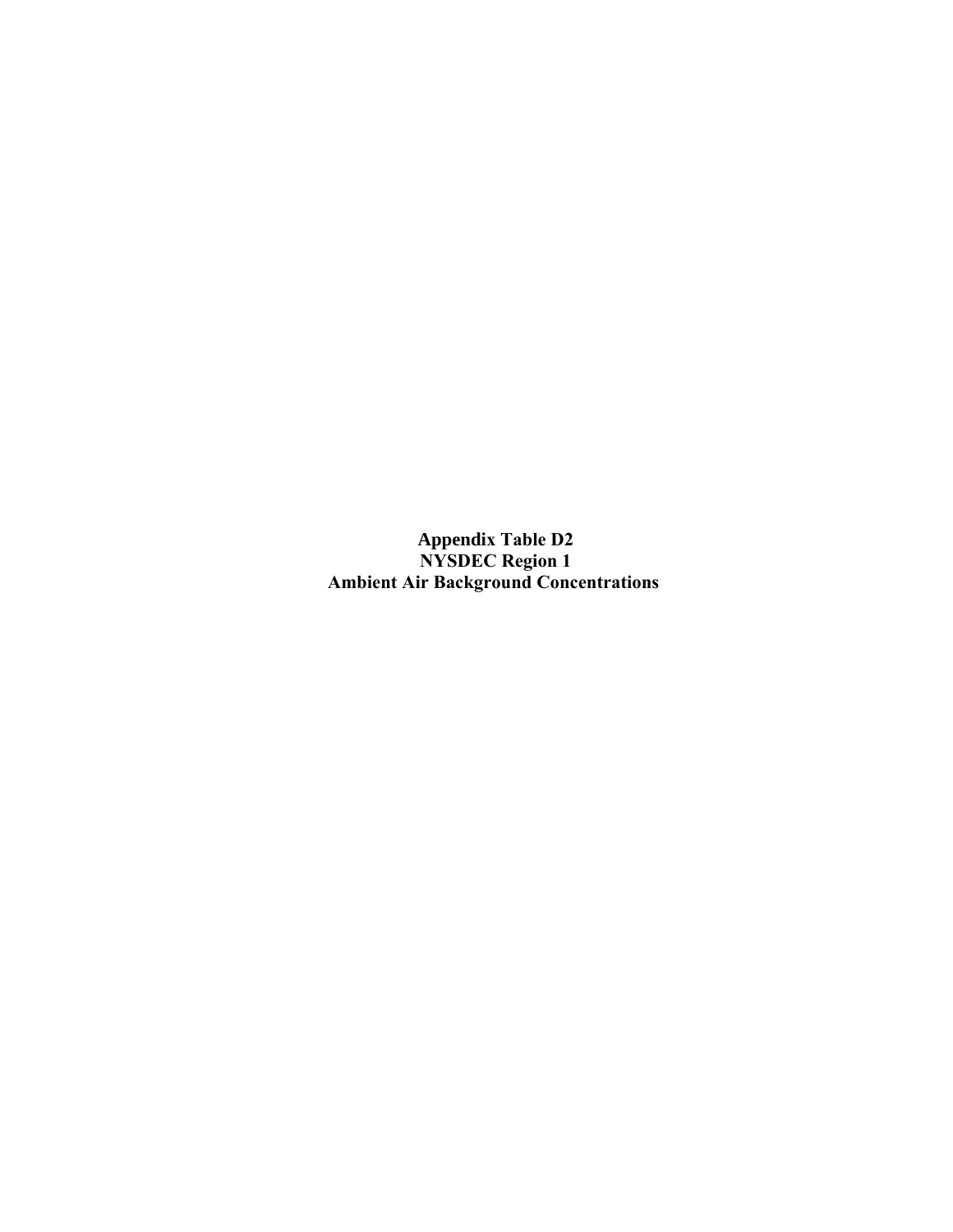**Appendix Table D2**
**NYSDEC Region 1**
**Ambient Air Background Concentrations**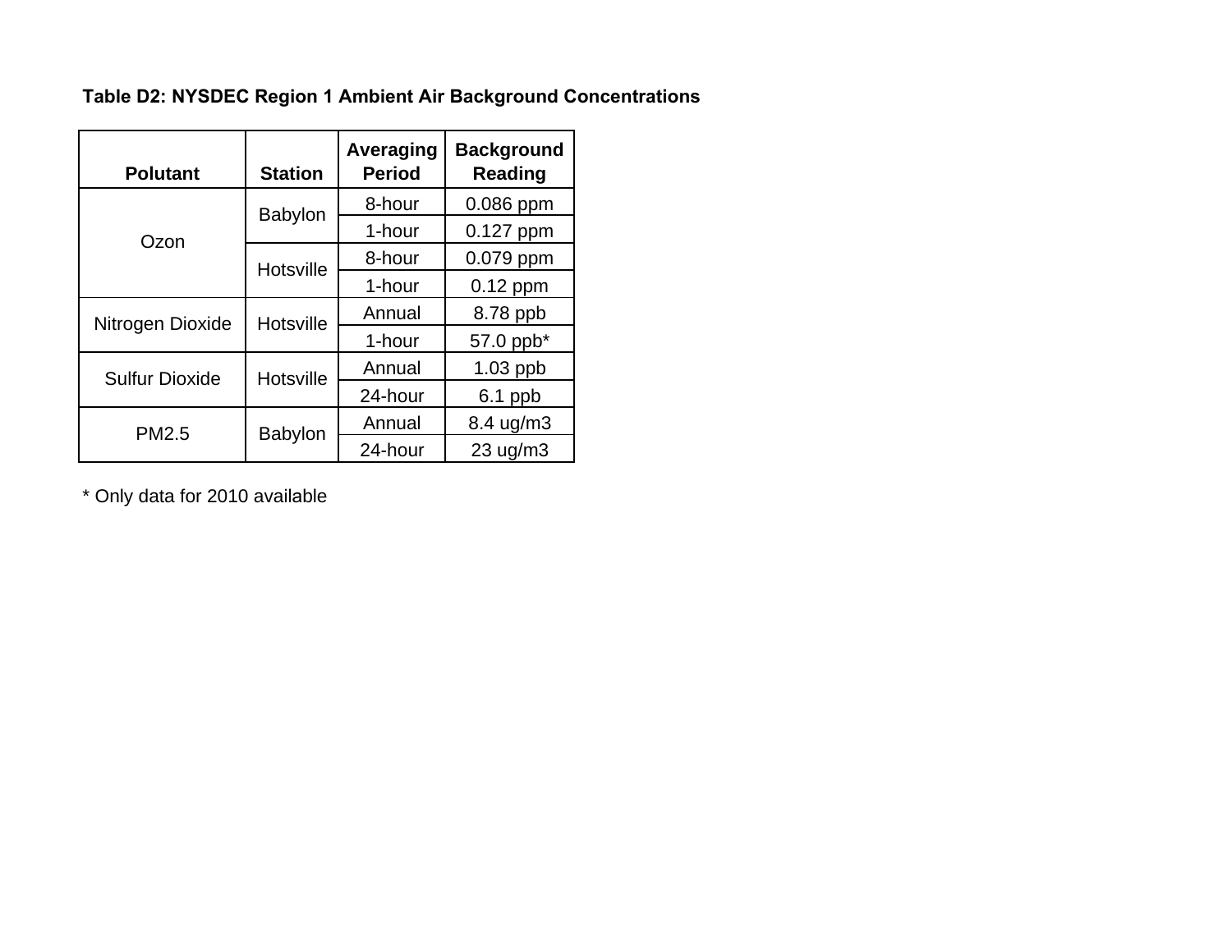**Table D2: NYSDEC Region 1 Ambient Air Background Concentrations**

| Polutant | Station | Averaging Period | Background Reading |
|---|---|---|---|
| Ozon | Babylon | 8-hour | 0.086 ppm |
| | | 1-hour | 0.127 ppm |
| | Hotsville | 8-hour | 0.079 ppm |
| | | 1-hour | 0.12 ppm |
| Nitrogen Dioxide | Hotsville | Annual | 8.78 ppb |
| | | 1-hour | 57.0 ppb* |
| Sulfur Dioxide | Hotsville | Annual | 1.03 ppb |
| | | 24-hour | 6.1 ppb |
| PM2.5 | Babylon | Annual | 8.4 ug/m3 |
| | | 24-hour | 23 ug/m3 |

* Only data for 2010 available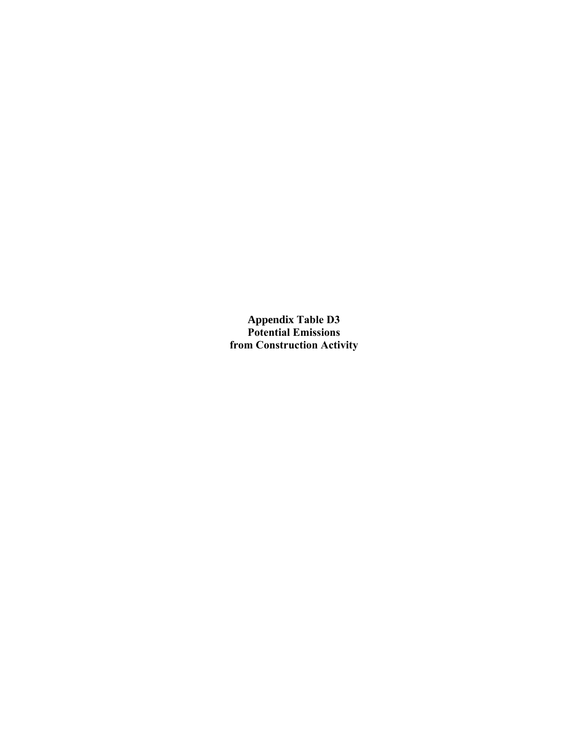**Appendix Table D3**
**Potential Emissions**
**from Construction Activity**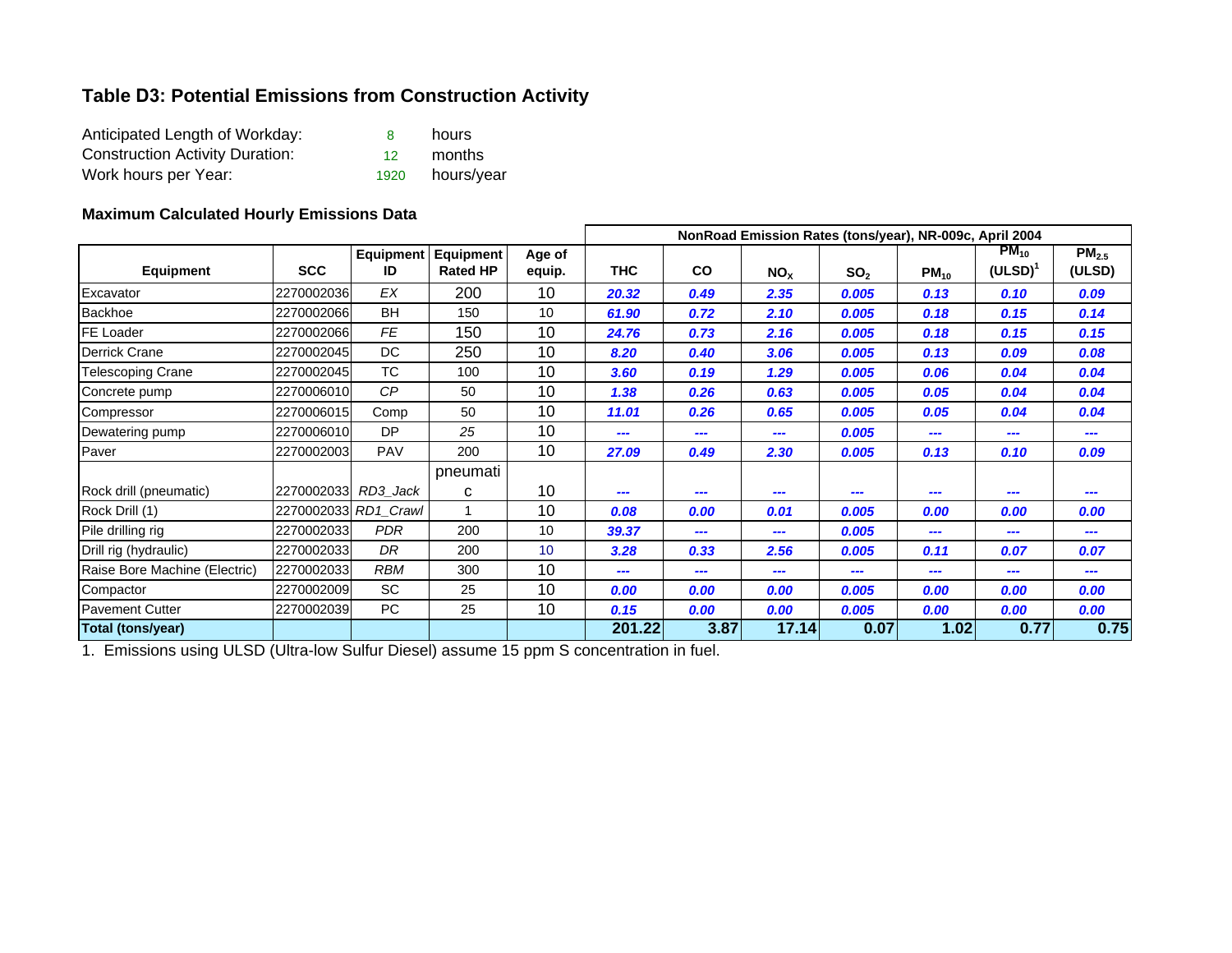## Table D3: Potential Emissions from Construction Activity

| | | |
|---|---|---|
| Anticipated Length of Workday: | 8 | hours |
| Construction Activity Duration: | 12 | months |
| Work hours per Year: | 1920 | hours/year |

### Maximum Calculated Hourly Emissions Data

| | | | | | NonRoad Emission Rates (tons/year), NR-009c, April 2004 | | | | | | |
|---|---|---|---|---|---|---|---|---|---|---|---|
| Equipment | SCC | Equipment ID | Equipment Rated HP | Age of equip. | THC | CO | $NO_X$ | $SO_2$ | $PM_{10}$ | $PM_{10}$ (ULSD)[1] | $PM_{2.5}$ (ULSD) |
| Excavator | 2270002036 | EX | 200 | 10 | 20.32 | 0.49 | 2.35 | 0.005 | 0.13 | 0.10 | 0.09 |
| Backhoe | 2270002066 | BH | 150 | 10 | 61.90 | 0.72 | 2.10 | 0.005 | 0.18 | 0.15 | 0.14 |
| FE Loader | 2270002066 | FE | 150 | 10 | 24.76 | 0.73 | 2.16 | 0.005 | 0.18 | 0.15 | 0.15 |
| Derrick Crane | 2270002045 | DC | 250 | 10 | 8.20 | 0.40 | 3.06 | 0.005 | 0.13 | 0.09 | 0.08 |
| Telescoping Crane | 2270002045 | TC | 100 | 10 | 3.60 | 0.19 | 1.29 | 0.005 | 0.06 | 0.04 | 0.04 |
| Concrete pump | 2270006010 | CP | 50 | 10 | 1.38 | 0.26 | 0.63 | 0.005 | 0.05 | 0.04 | 0.04 |
| Compressor | 2270006015 | Comp | 50 | 10 | 11.01 | 0.26 | 0.65 | 0.005 | 0.05 | 0.04 | 0.04 |
| Dewatering pump | 2270006010 | DP | 25 | 10 | --- | --- | --- | 0.005 | --- | --- | --- |
| Paver | 2270002003 | PAV | 200 | 10 | 27.09 | 0.49 | 2.30 | 0.005 | 0.13 | 0.10 | 0.09 |
| Rock drill (pneumatic) | 2270002033 | RD3_Jack | pneumatic | 10 | --- | --- | --- | --- | --- | --- | --- |
| Rock Drill (1) | 2270002033 | RD1_Crawl | 1 | 10 | 0.08 | 0.00 | 0.01 | 0.005 | 0.00 | 0.00 | 0.00 |
| Pile drilling rig | 2270002033 | PDR | 200 | 10 | 39.37 | --- | --- | 0.005 | --- | --- | --- |
| Drill rig (hydraulic) | 2270002033 | DR | 200 | 10 | 3.28 | 0.33 | 2.56 | 0.005 | 0.11 | 0.07 | 0.07 |
| Raise Bore Machine (Electric) | 2270002033 | RBM | 300 | 10 | --- | --- | --- | --- | --- | --- | --- |
| Compactor | 2270002009 | SC | 25 | 10 | 0.00 | 0.00 | 0.00 | 0.005 | 0.00 | 0.00 | 0.00 |
| Pavement Cutter | 2270002039 | PC | 25 | 10 | 0.15 | 0.00 | 0.00 | 0.005 | 0.00 | 0.00 | 0.00 |
| **Total (tons/year)** | | | | | **201.22** | **3.87** | **17.14** | **0.07** | **1.02** | **0.77** | **0.75** |

1. Emissions using ULSD (Ultra-low Sulfur Diesel) assume 15 ppm S concentration in fuel.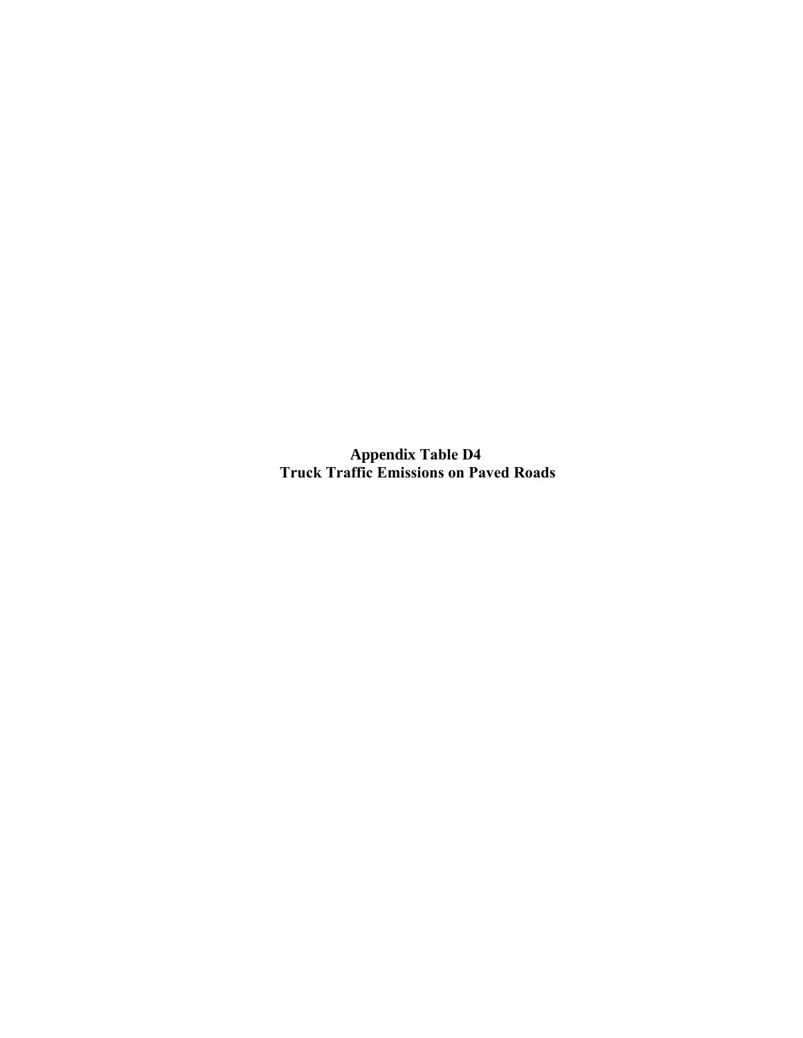# Appendix Table D4
# Truck Traffic Emissions on Paved Roads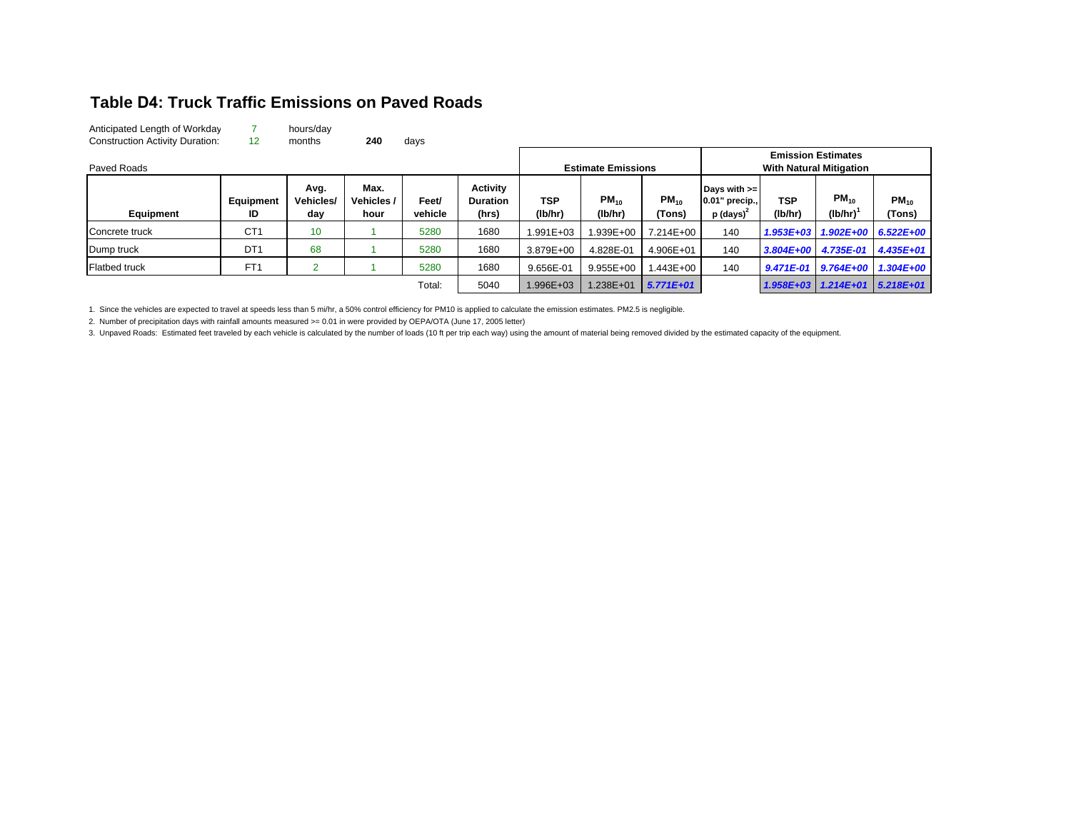## Table D4: Truck Traffic Emissions on Paved Roads

Anticipated Length of Workday 7 hours/day
Construction Activity Duration: 12 months **240** days

Paved Roads

| Equipment | Equipment ID | Avg. Vehicles/ day | Max. Vehicles / hour | Feet/ vehicle | Activity Duration (hrs) | Estimate Emissions TSP (lb/hr) | Estimate Emissions $PM_{10}$ (lb/hr) | Estimate Emissions $PM_{10}$ (Tons) | Days with >= 0.01" precip., p (days)[2] | Emission Estimates With Natural Mitigation TSP (lb/hr) | Emission Estimates With Natural Mitigation $PM_{10}$ (lb/hr)[1] | Emission Estimates With Natural Mitigation $PM_{10}$ (Tons) |
|---|---|---|---|---|---|---|---|---|---|---|---|---|
| Concrete truck | CT1 | 10 | 1 | 5280 | 1680 | 1.991E+03 | 1.939E+00 | 7.214E+00 | 140 | *1.953E+03* | *1.902E+00* | *6.522E+00* |
| Dump truck | DT1 | 68 | 1 | 5280 | 1680 | 3.879E+00 | 4.828E-01 | 4.906E+01 | 140 | *3.804E+00* | *4.735E-01* | *4.435E+01* |
| Flatbed truck | FT1 | 2 | 1 | 5280 | 1680 | 9.656E-01 | 9.955E+00 | 1.443E+00 | 140 | *9.471E-01* | *9.764E+00* | *1.304E+00* |
| | | | | Total: | 5040 | 1.996E+03 | 1.238E+01 | *5.771E+01* | | *1.958E+03* | *1.214E+01* | *5.218E+01* |

1. Since the vehicles are expected to travel at speeds less than 5 mi/hr, a 50% control efficiency for PM10 is applied to calculate the emission estimates. PM2.5 is negligible.

2. Number of precipitation days with rainfall amounts measured >= 0.01 in were provided by OEPA/OTA (June 17, 2005 letter)

3. Unpaved Roads: Estimated feet traveled by each vehicle is calculated by the number of loads (10 ft per trip each way) using the amount of material being removed divided by the estimated capacity of the equipment.